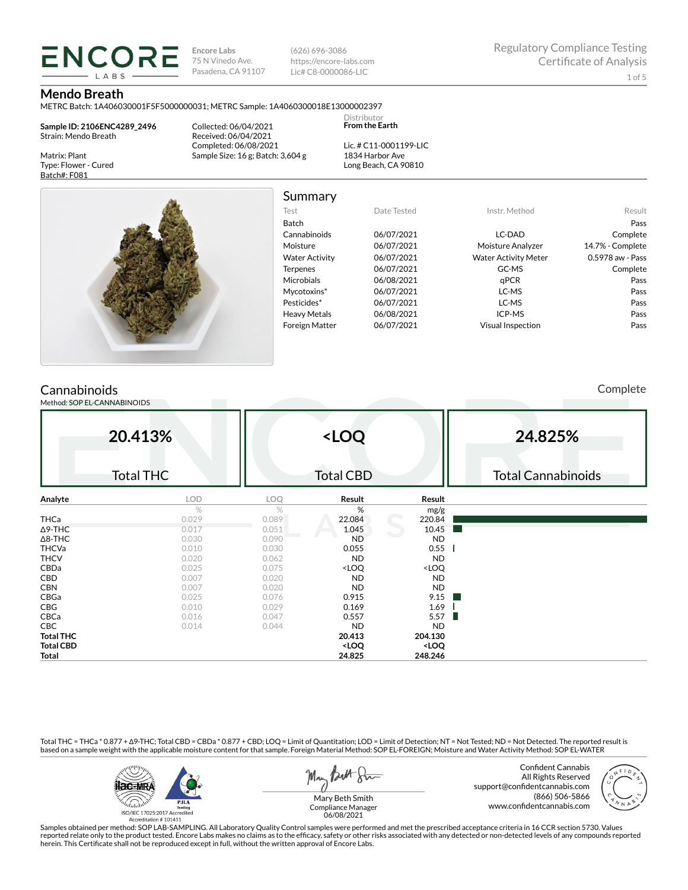# ENCORE LABS

Encore Labs
75 N Vinedo Ave.
Pasadena, CA 91107

(626) 696-3086
https://encore-labs.com
Lic# C8-0000086-LIC

Regulatory Compliance Testing
Certificate of Analysis

## Mendo Breath

METRC Batch: 1A406030001F5F5000000031; METRC Sample: 1A4060300018E13000002397

**Sample ID: 2106ENC4289_2496**
Strain: Mendo Breath

Matrix: Plant
Type: Flower - Cured
Batch#: F081

Collected: 06/04/2021
Received: 06/04/2021
Completed: 06/08/2021
Sample Size: 16 g; Batch: 3,604 g

Distributor
**From the Earth**

Lic. # C11-0001199-LIC
1834 Harbor Ave
Long Beach, CA 90810

## Summary

| Test | Date Tested | Instr. Method | Result |
|---|---|---|---|
| Batch | | | Pass |
| Cannabinoids | 06/07/2021 | LC-DAD | Complete |
| Moisture | 06/07/2021 | Moisture Analyzer | 14.7% - Complete |
| Water Activity | 06/07/2021 | Water Activity Meter | 0.5978 aw - Pass |
| Terpenes | 06/07/2021 | GC-MS | Complete |
| Microbials | 06/08/2021 | qPCR | Pass |
| Mycotoxins* | 06/07/2021 | LC-MS | Pass |
| Pesticides* | 06/07/2021 | LC-MS | Pass |
| Heavy Metals | 06/08/2021 | ICP-MS | Pass |
| Foreign Matter | 06/07/2021 | Visual Inspection | Pass |

## Cannabinoids

Complete

Method: SOP EL-CANNABINOIDS

| 20.413% | <LOQ | 24.825% |
|---|---|---|
| Total THC | Total CBD | Total Cannabinoids |

| Analyte | LOD | LOQ | Result | Result |
|---|---|---|---|---|
| | % | % | % | mg/g |
| THCa | 0.029 | 0.089 | 22.084 | 220.84 |
| Δ9-THC | 0.017 | 0.051 | 1.045 | 10.45 |
| Δ8-THC | 0.030 | 0.090 | ND | ND |
| THCVa | 0.010 | 0.030 | 0.055 | 0.55 |
| THCV | 0.020 | 0.062 | ND | ND |
| CBDa | 0.025 | 0.075 | <LOQ | <LOQ |
| CBD | 0.007 | 0.020 | ND | ND |
| CBN | 0.007 | 0.020 | ND | ND |
| CBGa | 0.025 | 0.076 | 0.915 | 9.15 |
| CBG | 0.010 | 0.029 | 0.169 | 1.69 |
| CBCa | 0.016 | 0.047 | 0.557 | 5.57 |
| CBC | 0.014 | 0.044 | ND | ND |
| **Total THC** | | | **20.413** | **204.130** |
| **Total CBD** | | | **<LOQ** | **<LOQ** |
| **Total** | | | **24.825** | **248.246** |

Total THC = THCa * 0.877 + Δ9-THC; Total CBD = CBDa * 0.877 + CBD; LOQ = Limit of Quantitation; LOD = Limit of Detection; NT = Not Tested; ND = Not Detected. The reported result is based on a sample weight with the applicable moisture content for that sample. Foreign Material Method: SOP EL-FOREIGN; Moisture and Water Activity Method: SOP EL-WATER

ISO/IEC 17025:2017 Accredited
Accreditation # 101411

Mary Beth Smith
Compliance Manager
06/08/2021

Confident Cannabis
All Rights Reserved
support@confidentcannabis.com
(866) 506-5866
www.confidentcannabis.com

Samples obtained per method: SOP LAB-SAMPLING. All Laboratory Quality Control samples were performed and met the prescribed acceptance criteria in 16 CCR section 5730. Values reported relate only to the product tested. Encore Labs makes no claims as to the efficacy, safety or other risks associated with any detected or non-detected levels of any compounds reported herein. This Certificate shall not be reproduced except in full, without the written approval of Encore Labs.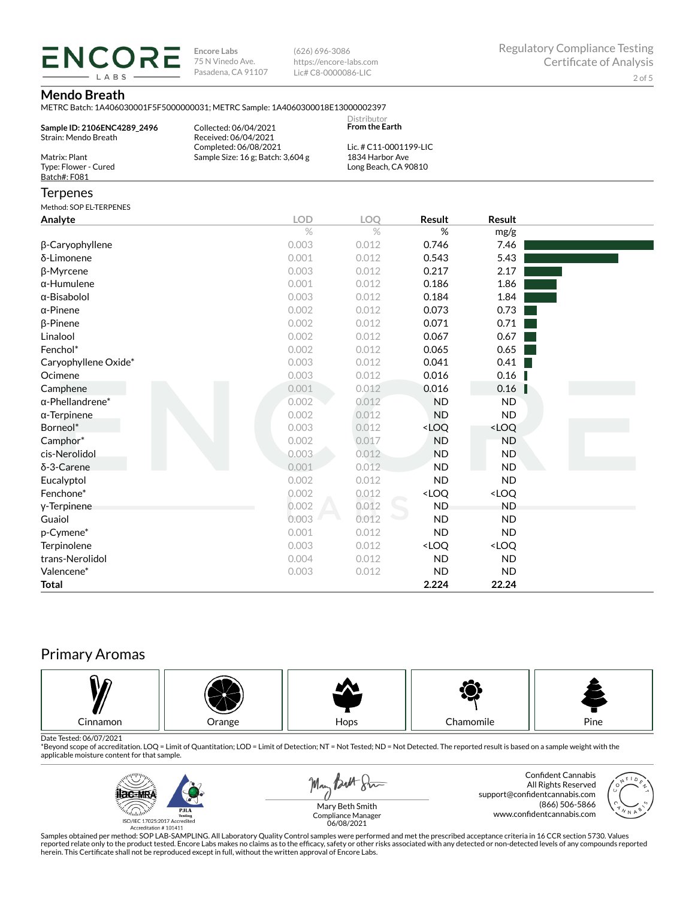**Encore Labs**
75 N Vinedo Ave.
Pasadena, CA 91107

(626) 696-3086
https://encore-labs.com
Lic# C8-0000086-LIC

Regulatory Compliance Testing
Certificate of Analysis

## Mendo Breath

METRC Batch: 1A406030001F5F5000000031; METRC Sample: 1A4060300018E13000002397

**Sample ID: 2106ENC4289_2496**
Strain: Mendo Breath

Matrix: Plant
Type: Flower - Cured
Batch#: F081

Collected: 06/04/2021
Received: 06/04/2021
Completed: 06/08/2021
Sample Size: 16 g; Batch: 3,604 g

Distributor
**From the Earth**

Lic. # C11-0001199-LIC
1834 Harbor Ave
Long Beach, CA 90810

## Terpenes

Method: SOP EL-TERPENES

| Analyte | LOD | LOQ | Result | Result |
|---|---|---|---|---|
| | % | % | % | mg/g |
| β-Caryophyllene | 0.003 | 0.012 | 0.746 | 7.46 |
| δ-Limonene | 0.001 | 0.012 | 0.543 | 5.43 |
| β-Myrcene | 0.003 | 0.012 | 0.217 | 2.17 |
| α-Humulene | 0.001 | 0.012 | 0.186 | 1.86 |
| α-Bisabolol | 0.003 | 0.012 | 0.184 | 1.84 |
| α-Pinene | 0.002 | 0.012 | 0.073 | 0.73 |
| β-Pinene | 0.002 | 0.012 | 0.071 | 0.71 |
| Linalool | 0.002 | 0.012 | 0.067 | 0.67 |
| Fenchol* | 0.002 | 0.012 | 0.065 | 0.65 |
| Caryophyllene Oxide* | 0.003 | 0.012 | 0.041 | 0.41 |
| Ocimene | 0.003 | 0.012 | 0.016 | 0.16 |
| Camphene | 0.001 | 0.012 | 0.016 | 0.16 |
| α-Phellandrene* | 0.002 | 0.012 | ND | ND |
| α-Terpinene | 0.002 | 0.012 | ND | ND |
| Borneol* | 0.003 | 0.012 | <LOQ | <LOQ |
| Camphor* | 0.002 | 0.017 | ND | ND |
| cis-Nerolidol | 0.003 | 0.012 | ND | ND |
| δ-3-Carene | 0.001 | 0.012 | ND | ND |
| Eucalyptol | 0.002 | 0.012 | ND | ND |
| Fenchone* | 0.002 | 0.012 | <LOQ | <LOQ |
| γ-Terpinene | 0.002 | 0.012 | ND | ND |
| Guaiol | 0.003 | 0.012 | ND | ND |
| p-Cymene* | 0.001 | 0.012 | ND | ND |
| Terpinolene | 0.003 | 0.012 | <LOQ | <LOQ |
| trans-Nerolidol | 0.004 | 0.012 | ND | ND |
| Valencene* | 0.003 | 0.012 | ND | ND |
| **Total** | | | **2.224** | **22.24** |

## Primary Aromas

Cinnamon | Orange | Hops | Chamomile | Pine

Date Tested: 06/07/2021

*Beyond scope of accreditation. LOQ = Limit of Quantitation; LOD = Limit of Detection; NT = Not Tested; ND = Not Detected. The reported result is based on a sample weight with the applicable moisture content for that sample.

ISO/IEC 17025:2017 Accredited
Accreditation # 101411

Mary Beth Smith
Compliance Manager
06/08/2021

Confident Cannabis
All Rights Reserved
support@confidentcannabis.com
(866) 506-5866
www.confidentcannabis.com

Samples obtained per method: SOP LAB-SAMPLING. All Laboratory Quality Control samples were performed and met the prescribed acceptance criteria in 16 CCR section 5730. Values reported relate only to the product tested. Encore Labs makes no claims as to the efficacy, safety or other risks associated with any detected or non-detected levels of any compounds reported herein. This Certificate shall not be reproduced except in full, without the written approval of Encore Labs.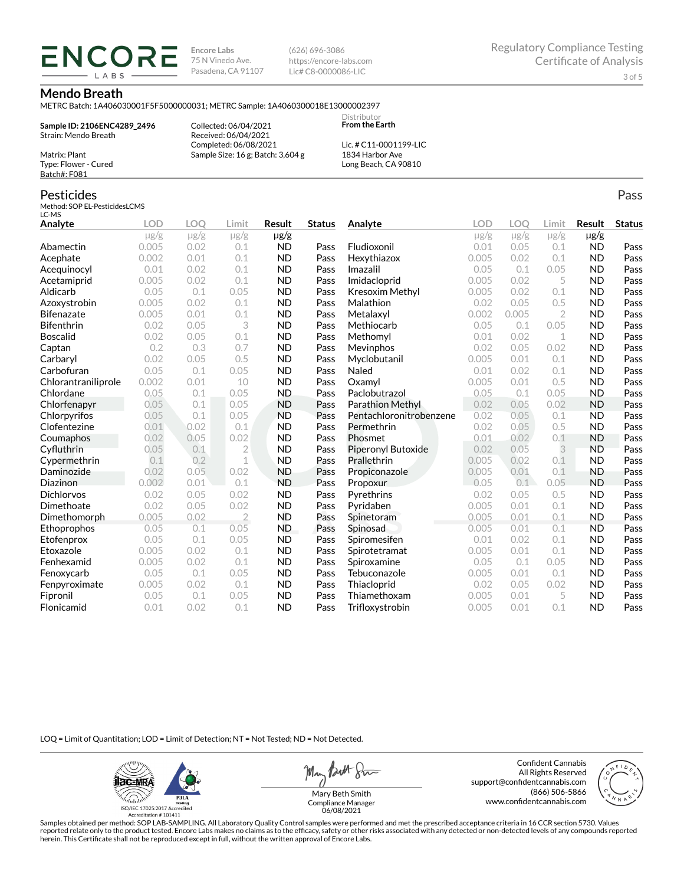# Mendo Breath

METRC Batch: 1A406030001F5F5000000031; METRC Sample: 1A4060300018E13000002397

**Sample ID: 2106ENC4289_2496**
Strain: Mendo Breath

Matrix: Plant
Type: Flower - Cured
Batch#: F081

Collected: 06/04/2021
Received: 06/04/2021
Completed: 06/08/2021
Sample Size: 16 g; Batch: 3,604 g

Distributor
**From the Earth**

Lic. # C11-0001199-LIC
1834 Harbor Ave
Long Beach, CA 90810

## Pesticides

Pass

Method: SOP EL-PesticidesLCMS
LC-MS

| Analyte | LOD | LOQ | Limit | Result | Status |
|---|---|---|---|---|---|
| | μg/g | μg/g | μg/g | μg/g | |
| Abamectin | 0.005 | 0.02 | 0.1 | ND | Pass |
| Acephate | 0.002 | 0.01 | 0.1 | ND | Pass |
| Acequinocyl | 0.01 | 0.02 | 0.1 | ND | Pass |
| Acetamiprid | 0.005 | 0.02 | 0.1 | ND | Pass |
| Aldicarb | 0.05 | 0.1 | 0.05 | ND | Pass |
| Azoxystrobin | 0.005 | 0.02 | 0.1 | ND | Pass |
| Bifenazate | 0.005 | 0.01 | 0.1 | ND | Pass |
| Bifenthrin | 0.02 | 0.05 | 3 | ND | Pass |
| Boscalid | 0.02 | 0.05 | 0.1 | ND | Pass |
| Captan | 0.2 | 0.3 | 0.7 | ND | Pass |
| Carbaryl | 0.02 | 0.05 | 0.5 | ND | Pass |
| Carbofuran | 0.05 | 0.1 | 0.05 | ND | Pass |
| Chlorantraniliprole | 0.002 | 0.01 | 10 | ND | Pass |
| Chlordane | 0.05 | 0.1 | 0.05 | ND | Pass |
| Chlorfenapyr | 0.05 | 0.1 | 0.05 | ND | Pass |
| Chlorpyrifos | 0.05 | 0.1 | 0.05 | ND | Pass |
| Clofentezine | 0.01 | 0.02 | 0.1 | ND | Pass |
| Coumaphos | 0.02 | 0.05 | 0.02 | ND | Pass |
| Cyfluthrin | 0.05 | 0.1 | 2 | ND | Pass |
| Cypermethrin | 0.1 | 0.2 | 1 | ND | Pass |
| Daminozide | 0.02 | 0.05 | 0.02 | ND | Pass |
| Diazinon | 0.002 | 0.01 | 0.1 | ND | Pass |
| Dichlorvos | 0.02 | 0.05 | 0.02 | ND | Pass |
| Dimethoate | 0.02 | 0.05 | 0.02 | ND | Pass |
| Dimethomorph | 0.005 | 0.02 | 2 | ND | Pass |
| Ethoprophos | 0.05 | 0.1 | 0.05 | ND | Pass |
| Etofenprox | 0.05 | 0.1 | 0.05 | ND | Pass |
| Etoxazole | 0.005 | 0.02 | 0.1 | ND | Pass |
| Fenhexamid | 0.005 | 0.02 | 0.1 | ND | Pass |
| Fenoxycarb | 0.05 | 0.1 | 0.05 | ND | Pass |
| Fenpyroximate | 0.005 | 0.02 | 0.1 | ND | Pass |
| Fipronil | 0.05 | 0.1 | 0.05 | ND | Pass |
| Flonicamid | 0.01 | 0.02 | 0.1 | ND | Pass |
| Fludioxonil | 0.01 | 0.05 | 0.1 | ND | Pass |
| Hexythiazox | 0.005 | 0.02 | 0.1 | ND | Pass |
| Imazalil | 0.05 | 0.1 | 0.05 | ND | Pass |
| Imidacloprid | 0.005 | 0.02 | 5 | ND | Pass |
| Kresoxim Methyl | 0.005 | 0.02 | 0.1 | ND | Pass |
| Malathion | 0.02 | 0.05 | 0.5 | ND | Pass |
| Metalaxyl | 0.002 | 0.005 | 2 | ND | Pass |
| Methiocarb | 0.05 | 0.1 | 0.05 | ND | Pass |
| Methomyl | 0.01 | 0.02 | 1 | ND | Pass |
| Mevinphos | 0.02 | 0.05 | 0.02 | ND | Pass |
| Myclobutanil | 0.005 | 0.01 | 0.1 | ND | Pass |
| Naled | 0.01 | 0.02 | 0.1 | ND | Pass |
| Oxamyl | 0.005 | 0.01 | 0.5 | ND | Pass |
| Paclobutrazol | 0.05 | 0.1 | 0.05 | ND | Pass |
| Parathion Methyl | 0.02 | 0.05 | 0.02 | ND | Pass |
| Pentachloronitrobenzene | 0.02 | 0.05 | 0.1 | ND | Pass |
| Permethrin | 0.02 | 0.05 | 0.5 | ND | Pass |
| Phosmet | 0.01 | 0.02 | 0.1 | ND | Pass |
| Piperonyl Butoxide | 0.02 | 0.05 | 3 | ND | Pass |
| Prallethrin | 0.005 | 0.02 | 0.1 | ND | Pass |
| Propiconazole | 0.005 | 0.01 | 0.1 | ND | Pass |
| Propoxur | 0.05 | 0.1 | 0.05 | ND | Pass |
| Pyrethrins | 0.02 | 0.05 | 0.5 | ND | Pass |
| Pyridaben | 0.005 | 0.01 | 0.1 | ND | Pass |
| Spinetoram | 0.005 | 0.01 | 0.1 | ND | Pass |
| Spinosad | 0.005 | 0.01 | 0.1 | ND | Pass |
| Spiromesifen | 0.01 | 0.02 | 0.1 | ND | Pass |
| Spirotetramat | 0.005 | 0.01 | 0.1 | ND | Pass |
| Spiroxamine | 0.05 | 0.1 | 0.05 | ND | Pass |
| Tebuconazole | 0.005 | 0.01 | 0.1 | ND | Pass |
| Thiacloprid | 0.02 | 0.05 | 0.02 | ND | Pass |
| Thiamethoxam | 0.005 | 0.01 | 5 | ND | Pass |
| Trifloxystrobin | 0.005 | 0.01 | 0.1 | ND | Pass |

LOQ = Limit of Quantitation; LOD = Limit of Detection; NT = Not Tested; ND = Not Detected.

ISO/IEC 17025:2017 Accredited
Accreditation # 101411

Mary Beth Smith
Compliance Manager
06/08/2021

Confident Cannabis
All Rights Reserved
support@confidentcannabis.com
(866) 506-5866
www.confidentcannabis.com

Samples obtained per method: SOP LAB-SAMPLING. All Laboratory Quality Control samples were performed and met the prescribed acceptance criteria in 16 CCR section 5730. Values reported relate only to the product tested. Encore Labs makes no claims as to the efficacy, safety or other risks associated with any detected or non-detected levels of any compounds reported herein. This Certificate shall not be reproduced except in full, without the written approval of Encore Labs.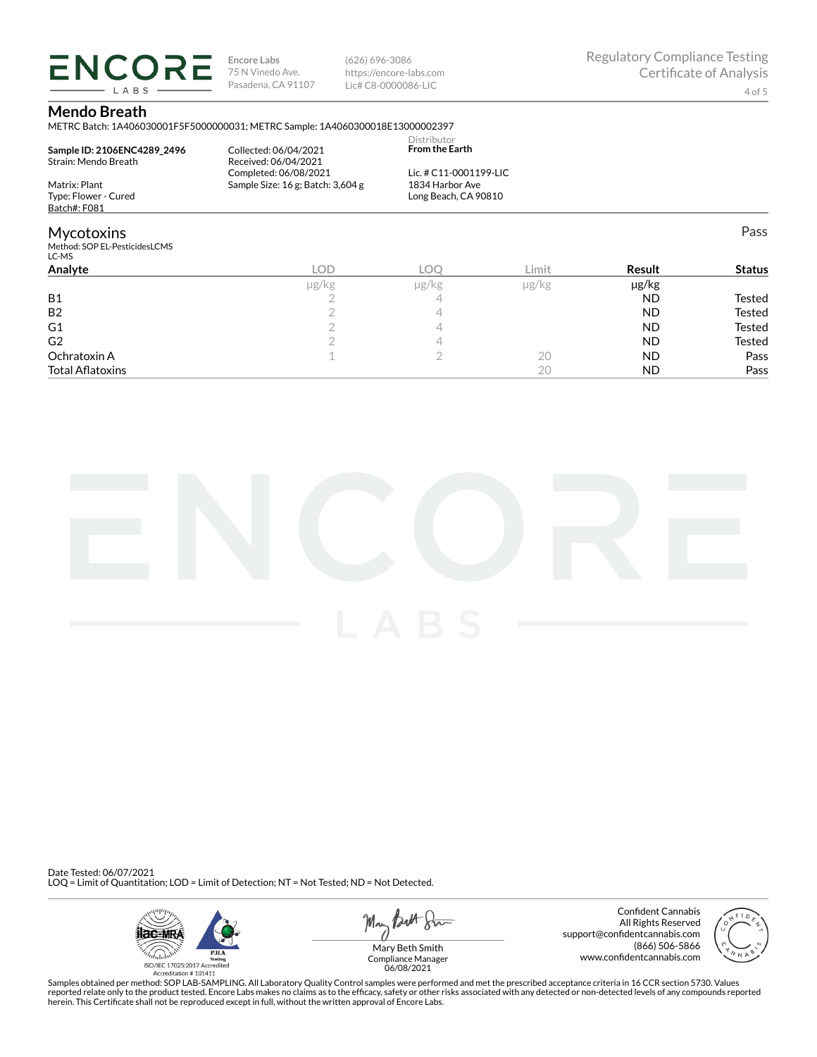**Encore Labs**
75 N Vinedo Ave.
Pasadena, CA 91107

(626) 696-3086
https://encore-labs.com
Lic# C8-0000086-LIC

Regulatory Compliance Testing
Certificate of Analysis

# Mendo Breath

METRC Batch: 1A406030001F5F5000000031; METRC Sample: 1A4060300018E13000002397

**Sample ID: 2106ENC4289_2496**
Strain: Mendo Breath

Matrix: Plant
Type: Flower - Cured
Batch#: F081

Collected: 06/04/2021
Received: 06/04/2021
Completed: 06/08/2021
Sample Size: 16 g; Batch: 3,604 g

Distributor
**From the Earth**

Lic. # C11-0001199-LIC
1834 Harbor Ave
Long Beach, CA 90810

## Mycotoxins

Pass

Method: SOP EL-PesticidesLCMS
LC-MS

| Analyte | LOD | LOQ | Limit | Result | Status |
|---|---|---|---|---|---|
| | µg/kg | µg/kg | µg/kg | µg/kg | |
| B1 | 2 | 4 | | ND | Tested |
| B2 | 2 | 4 | | ND | Tested |
| G1 | 2 | 4 | | ND | Tested |
| G2 | 2 | 4 | | ND | Tested |
| Ochratoxin A | 1 | 2 | 20 | ND | Pass |
| Total Aflatoxins | | | 20 | ND | Pass |

Date Tested: 06/07/2021
LOQ = Limit of Quantitation; LOD = Limit of Detection; NT = Not Tested; ND = Not Detected.

ISO/IEC 17025:2017 Accredited
Accreditation # 101411

Mary Beth Smith
Compliance Manager
06/08/2021

Confident Cannabis
All Rights Reserved
support@confidentcannabis.com
(866) 506-5866
www.confidentcannabis.com

Samples obtained per method: SOP LAB-SAMPLING. All Laboratory Quality Control samples were performed and met the prescribed acceptance criteria in 16 CCR section 5730. Values reported relate only to the product tested. Encore Labs makes no claims as to the efficacy, safety or other risks associated with any detected or non-detected levels of any compounds reported herein. This Certificate shall not be reproduced except in full, without the written approval of Encore Labs.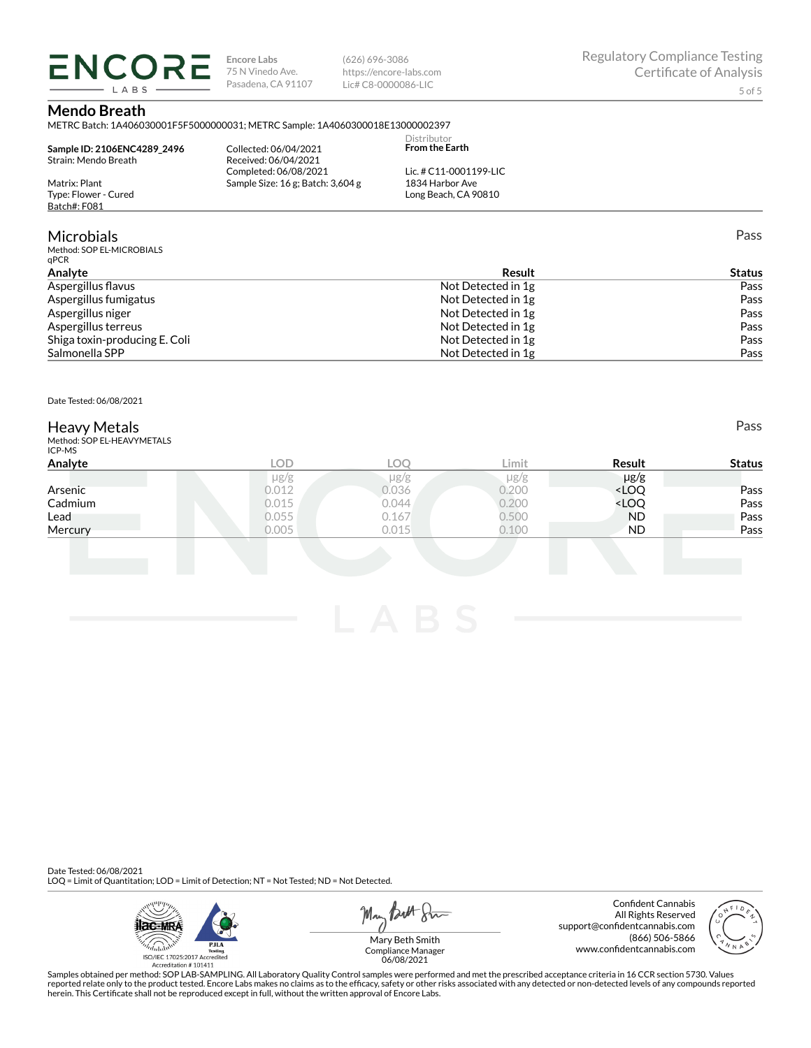**ENCORE LABS**

Encore Labs
75 N Vinedo Ave.
Pasadena, CA 91107

(626) 696-3086
https://encore-labs.com
Lic# C8-0000086-LIC

Regulatory Compliance Testing
Certificate of Analysis

# Mendo Breath

METRC Batch: 1A406030001F5F5000000031; METRC Sample: 1A4060300018E13000002397

**Sample ID: 2106ENC4289_2496**
Strain: Mendo Breath

Matrix: Plant
Type: Flower - Cured
Batch#: F081

Collected: 06/04/2021
Received: 06/04/2021
Completed: 06/08/2021
Sample Size: 16 g; Batch: 3,604 g

Distributor
**From the Earth**

Lic. # C11-0001199-LIC
1834 Harbor Ave
Long Beach, CA 90810

## Microbials

Pass

Method: SOP EL-MICROBIALS
qPCR

| Analyte | Result | Status |
| --- | --- | --- |
| Aspergillus flavus | Not Detected in 1g | Pass |
| Aspergillus fumigatus | Not Detected in 1g | Pass |
| Aspergillus niger | Not Detected in 1g | Pass |
| Aspergillus terreus | Not Detected in 1g | Pass |
| Shiga toxin-producing E. Coli | Not Detected in 1g | Pass |
| Salmonella SPP | Not Detected in 1g | Pass |

Date Tested: 06/08/2021

## Heavy Metals

Pass

Method: SOP EL-HEAVYMETALS
ICP-MS

| Analyte | LOD | LOQ | Limit | Result | Status |
| --- | --- | --- | --- | --- | --- |
| | µg/g | µg/g | µg/g | µg/g | |
| Arsenic | 0.012 | 0.036 | 0.200 | <LOQ | Pass |
| Cadmium | 0.015 | 0.044 | 0.200 | <LOQ | Pass |
| Lead | 0.055 | 0.167 | 0.500 | ND | Pass |
| Mercury | 0.005 | 0.015 | 0.100 | ND | Pass |

Date Tested: 06/08/2021
LOQ = Limit of Quantitation; LOD = Limit of Detection; NT = Not Tested; ND = Not Detected.

ISO/IEC 17025:2017 Accredited
Accreditation # 101411

Mary Beth Smith
Compliance Manager
06/08/2021

Confident Cannabis
All Rights Reserved
support@confidentcannabis.com
(866) 506-5866
www.confidentcannabis.com

Samples obtained per method: SOP LAB-SAMPLING. All Laboratory Quality Control samples were performed and met the prescribed acceptance criteria in 16 CCR section 5730. Values reported relate only to the product tested. Encore Labs makes no claims as to the efficacy, safety or other risks associated with any detected or non-detected levels of any compounds reported herein. This Certificate shall not be reproduced except in full, without the written approval of Encore Labs.